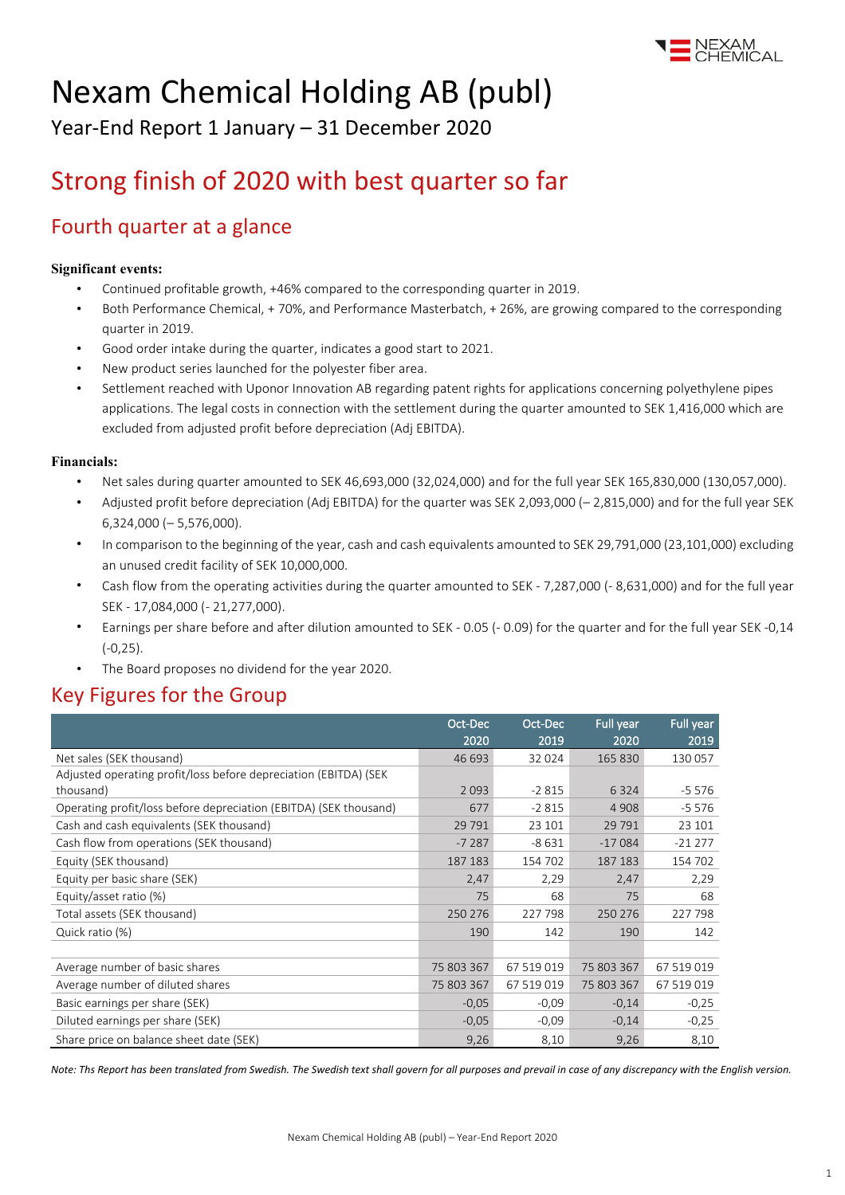# Nexam Chemical Holding AB (publ)

Year-End Report 1 January – 31 December 2020

## Strong finish of 2020 with best quarter so far

### Fourth quarter at a glance

**Significant events:**

- Continued profitable growth, +46% compared to the corresponding quarter in 2019.
- Both Performance Chemical, + 70%, and Performance Masterbatch, + 26%, are growing compared to the corresponding quarter in 2019.
- Good order intake during the quarter, indicates a good start to 2021.
- New product series launched for the polyester fiber area.
- Settlement reached with Uponor Innovation AB regarding patent rights for applications concerning polyethylene pipes applications. The legal costs in connection with the settlement during the quarter amounted to SEK 1,416,000 which are excluded from adjusted profit before depreciation (Adj EBITDA).

**Financials:**

- Net sales during quarter amounted to SEK 46,693,000 (32,024,000) and for the full year SEK 165,830,000 (130,057,000).
- Adjusted profit before depreciation (Adj EBITDA) for the quarter was SEK 2,093,000 (– 2,815,000) and for the full year SEK 6,324,000 (– 5,576,000).
- In comparison to the beginning of the year, cash and cash equivalents amounted to SEK 29,791,000 (23,101,000) excluding an unused credit facility of SEK 10,000,000.
- Cash flow from the operating activities during the quarter amounted to SEK - 7,287,000 (- 8,631,000) and for the full year SEK - 17,084,000 (- 21,277,000).
- Earnings per share before and after dilution amounted to SEK - 0.05 (- 0.09) for the quarter and for the full year SEK -0,14 (-0,25).
- The Board proposes no dividend for the year 2020.

## Key Figures for the Group

| | Oct-Dec 2020 | Oct-Dec 2019 | Full year 2020 | Full year 2019 |
|---|---|---|---|---|
| Net sales (SEK thousand) | 46 693 | 32 024 | 165 830 | 130 057 |
| Adjusted operating profit/loss before depreciation (EBITDA) (SEK thousand) | 2 093 | -2 815 | 6 324 | -5 576 |
| Operating profit/loss before depreciation (EBITDA) (SEK thousand) | 677 | -2 815 | 4 908 | -5 576 |
| Cash and cash equivalents (SEK thousand) | 29 791 | 23 101 | 29 791 | 23 101 |
| Cash flow from operations (SEK thousand) | -7 287 | -8 631 | -17 084 | -21 277 |
| Equity (SEK thousand) | 187 183 | 154 702 | 187 183 | 154 702 |
| Equity per basic share (SEK) | 2,47 | 2,29 | 2,47 | 2,29 |
| Equity/asset ratio (%) | 75 | 68 | 75 | 68 |
| Total assets (SEK thousand) | 250 276 | 227 798 | 250 276 | 227 798 |
| Quick ratio (%) | 190 | 142 | 190 | 142 |
| | | | | |
| Average number of basic shares | 75 803 367 | 67 519 019 | 75 803 367 | 67 519 019 |
| Average number of diluted shares | 75 803 367 | 67 519 019 | 75 803 367 | 67 519 019 |
| Basic earnings per share (SEK) | -0,05 | -0,09 | -0,14 | -0,25 |
| Diluted earnings per share (SEK) | -0,05 | -0,09 | -0,14 | -0,25 |
| Share price on balance sheet date (SEK) | 9,26 | 8,10 | 9,26 | 8,10 |

*Note: Ths Report has been translated from Swedish. The Swedish text shall govern for all purposes and prevail in case of any discrepancy with the English version.*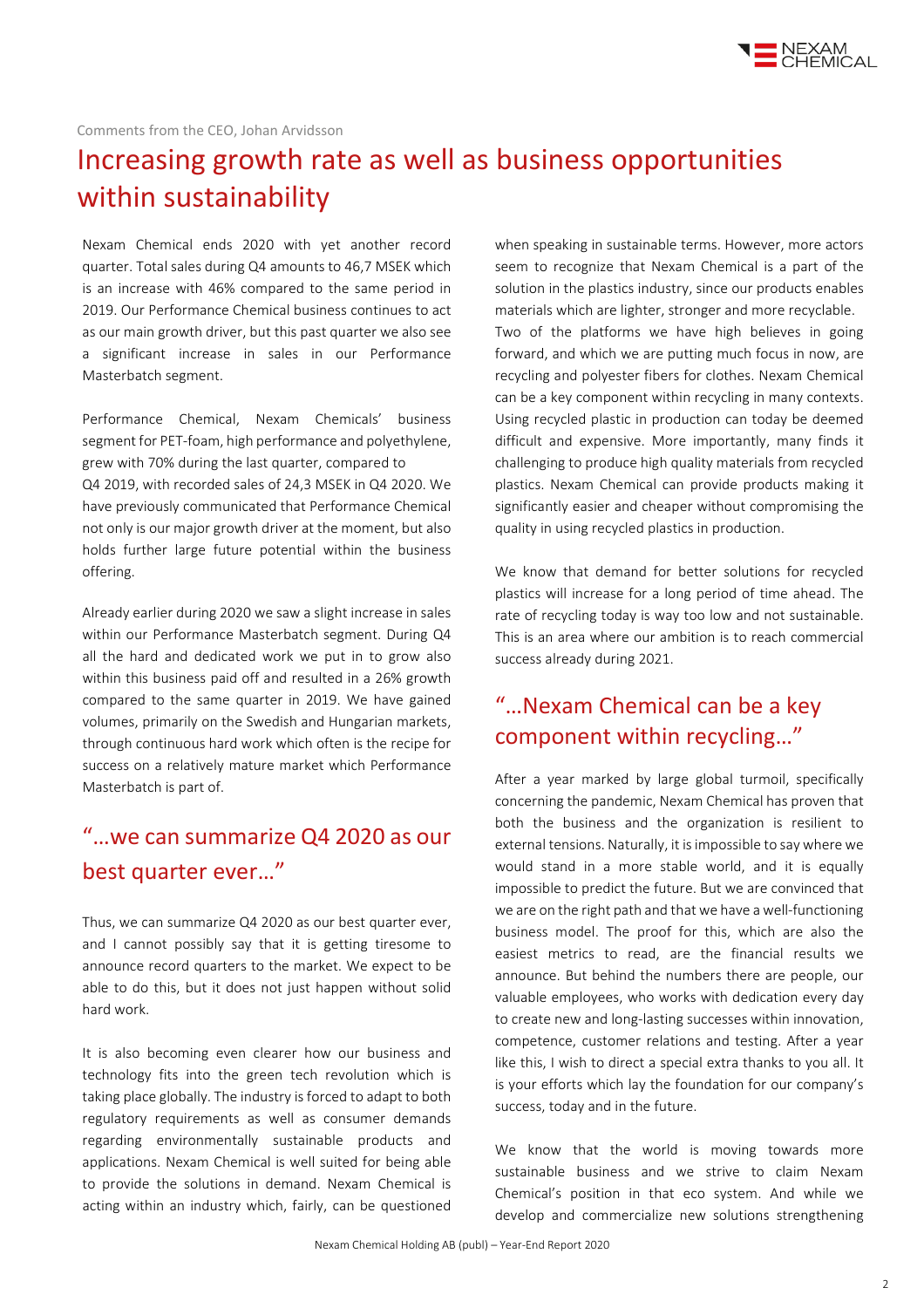Comments from the CEO, Johan Arvidsson

# Increasing growth rate as well as business opportunities within sustainability

Nexam Chemical ends 2020 with yet another record quarter. Total sales during Q4 amounts to 46,7 MSEK which is an increase with 46% compared to the same period in 2019. Our Performance Chemical business continues to act as our main growth driver, but this past quarter we also see a significant increase in sales in our Performance Masterbatch segment.

Performance Chemical, Nexam Chemicals' business segment for PET-foam, high performance and polyethylene, grew with 70% during the last quarter, compared to Q4 2019, with recorded sales of 24,3 MSEK in Q4 2020. We have previously communicated that Performance Chemical not only is our major growth driver at the moment, but also holds further large future potential within the business offering.

Already earlier during 2020 we saw a slight increase in sales within our Performance Masterbatch segment. During Q4 all the hard and dedicated work we put in to grow also within this business paid off and resulted in a 26% growth compared to the same quarter in 2019. We have gained volumes, primarily on the Swedish and Hungarian markets, through continuous hard work which often is the recipe for success on a relatively mature market which Performance Masterbatch is part of.

## "…we can summarize Q4 2020 as our best quarter ever…"

Thus, we can summarize Q4 2020 as our best quarter ever, and I cannot possibly say that it is getting tiresome to announce record quarters to the market. We expect to be able to do this, but it does not just happen without solid hard work.

It is also becoming even clearer how our business and technology fits into the green tech revolution which is taking place globally. The industry is forced to adapt to both regulatory requirements as well as consumer demands regarding environmentally sustainable products and applications. Nexam Chemical is well suited for being able to provide the solutions in demand. Nexam Chemical is acting within an industry which, fairly, can be questioned when speaking in sustainable terms. However, more actors seem to recognize that Nexam Chemical is a part of the solution in the plastics industry, since our products enables materials which are lighter, stronger and more recyclable. Two of the platforms we have high believes in going forward, and which we are putting much focus in now, are recycling and polyester fibers for clothes. Nexam Chemical can be a key component within recycling in many contexts. Using recycled plastic in production can today be deemed difficult and expensive. More importantly, many finds it challenging to produce high quality materials from recycled plastics. Nexam Chemical can provide products making it significantly easier and cheaper without compromising the quality in using recycled plastics in production.

We know that demand for better solutions for recycled plastics will increase for a long period of time ahead. The rate of recycling today is way too low and not sustainable. This is an area where our ambition is to reach commercial success already during 2021.

## "…Nexam Chemical can be a key component within recycling…"

After a year marked by large global turmoil, specifically concerning the pandemic, Nexam Chemical has proven that both the business and the organization is resilient to external tensions. Naturally, it is impossible to say where we would stand in a more stable world, and it is equally impossible to predict the future. But we are convinced that we are on the right path and that we have a well-functioning business model. The proof for this, which are also the easiest metrics to read, are the financial results we announce. But behind the numbers there are people, our valuable employees, who works with dedication every day to create new and long-lasting successes within innovation, competence, customer relations and testing. After a year like this, I wish to direct a special extra thanks to you all. It is your efforts which lay the foundation for our company's success, today and in the future.

We know that the world is moving towards more sustainable business and we strive to claim Nexam Chemical's position in that eco system. And while we develop and commercialize new solutions strengthening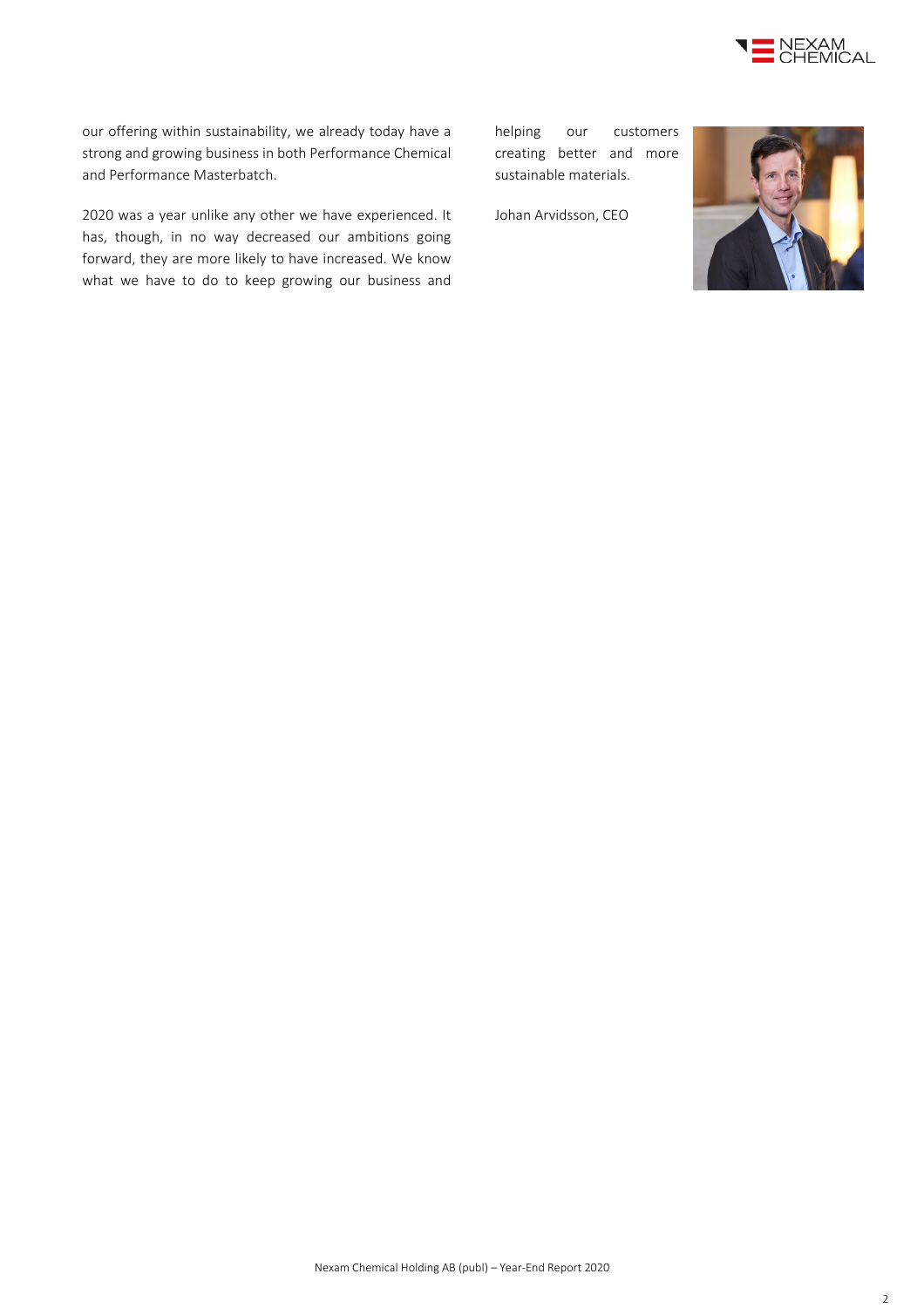our offering within sustainability, we already today have a strong and growing business in both Performance Chemical and Performance Masterbatch.

2020 was a year unlike any other we have experienced. It has, though, in no way decreased our ambitions going forward, they are more likely to have increased. We know what we have to do to keep growing our business and helping our customers creating better and more sustainable materials.

Johan Arvidsson, CEO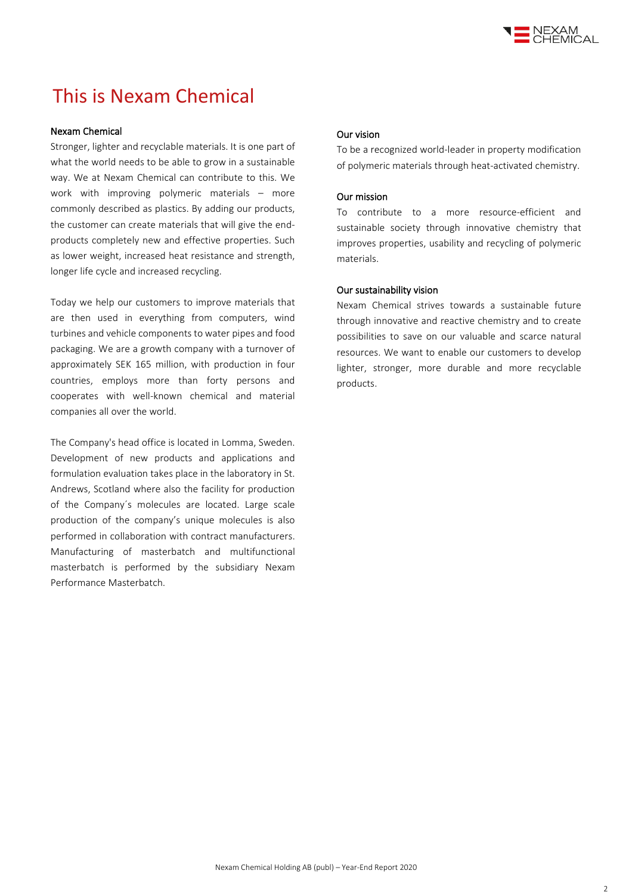# This is Nexam Chemical

### Nexam Chemical

Stronger, lighter and recyclable materials. It is one part of what the world needs to be able to grow in a sustainable way. We at Nexam Chemical can contribute to this. We work with improving polymeric materials – more commonly described as plastics. By adding our products, the customer can create materials that will give the end-products completely new and effective properties. Such as lower weight, increased heat resistance and strength, longer life cycle and increased recycling.

Today we help our customers to improve materials that are then used in everything from computers, wind turbines and vehicle components to water pipes and food packaging. We are a growth company with a turnover of approximately SEK 165 million, with production in four countries, employs more than forty persons and cooperates with well-known chemical and material companies all over the world.

The Company's head office is located in Lomma, Sweden. Development of new products and applications and formulation evaluation takes place in the laboratory in St. Andrews, Scotland where also the facility for production of the Company´s molecules are located. Large scale production of the company's unique molecules is also performed in collaboration with contract manufacturers. Manufacturing of masterbatch and multifunctional masterbatch is performed by the subsidiary Nexam Performance Masterbatch.

### Our vision

To be a recognized world-leader in property modification of polymeric materials through heat-activated chemistry.

### Our mission

To contribute to a more resource-efficient and sustainable society through innovative chemistry that improves properties, usability and recycling of polymeric materials.

### Our sustainability vision

Nexam Chemical strives towards a sustainable future through innovative and reactive chemistry and to create possibilities to save on our valuable and scarce natural resources. We want to enable our customers to develop lighter, stronger, more durable and more recyclable products.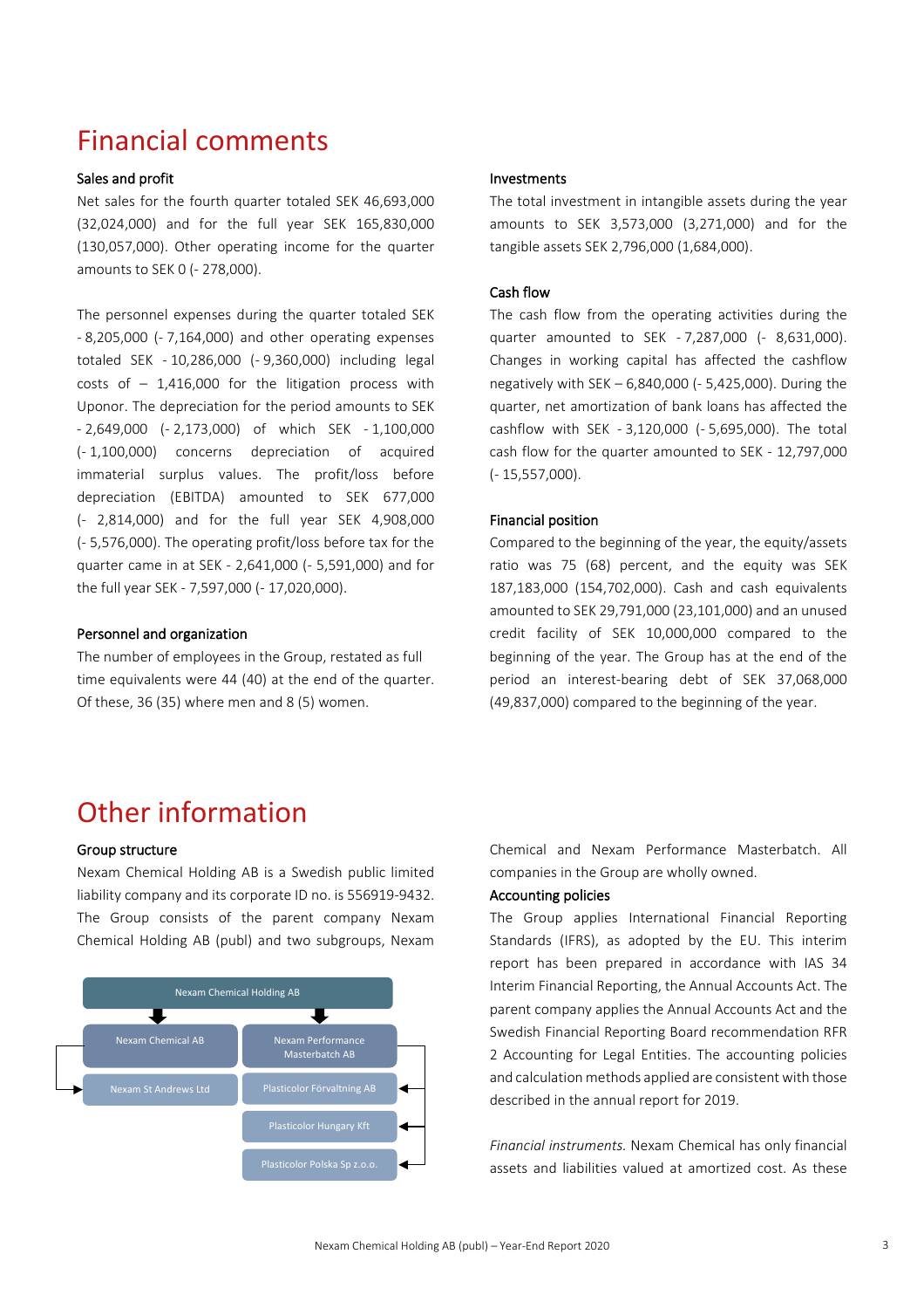# Financial comments

### Sales and profit

Net sales for the fourth quarter totaled SEK 46,693,000 (32,024,000) and for the full year SEK 165,830,000 (130,057,000). Other operating income for the quarter amounts to SEK 0 (- 278,000).

The personnel expenses during the quarter totaled SEK - 8,205,000 (- 7,164,000) and other operating expenses totaled SEK - 10,286,000 (- 9,360,000) including legal costs of – 1,416,000 for the litigation process with Uponor. The depreciation for the period amounts to SEK - 2,649,000 (- 2,173,000) of which SEK - 1,100,000 (- 1,100,000) concerns depreciation of acquired immaterial surplus values. The profit/loss before depreciation (EBITDA) amounted to SEK 677,000 (- 2,814,000) and for the full year SEK 4,908,000 (- 5,576,000). The operating profit/loss before tax for the quarter came in at SEK - 2,641,000 (- 5,591,000) and for the full year SEK - 7,597,000 (- 17,020,000).

### Personnel and organization

The number of employees in the Group, restated as full time equivalents were 44 (40) at the end of the quarter. Of these, 36 (35) where men and 8 (5) women.

### Investments

The total investment in intangible assets during the year amounts to SEK 3,573,000 (3,271,000) and for the tangible assets SEK 2,796,000 (1,684,000).

### Cash flow

The cash flow from the operating activities during the quarter amounted to SEK - 7,287,000 (- 8,631,000). Changes in working capital has affected the cashflow negatively with SEK – 6,840,000 (- 5,425,000). During the quarter, net amortization of bank loans has affected the cashflow with SEK - 3,120,000 (- 5,695,000). The total cash flow for the quarter amounted to SEK - 12,797,000 (- 15,557,000).

### Financial position

Compared to the beginning of the year, the equity/assets ratio was 75 (68) percent, and the equity was SEK 187,183,000 (154,702,000). Cash and cash equivalents amounted to SEK 29,791,000 (23,101,000) and an unused credit facility of SEK 10,000,000 compared to the beginning of the year. The Group has at the end of the period an interest-bearing debt of SEK 37,068,000 (49,837,000) compared to the beginning of the year.

# Other information

### Group structure

Nexam Chemical Holding AB is a Swedish public limited liability company and its corporate ID no. is 556919-9432. The Group consists of the parent company Nexam Chemical Holding AB (publ) and two subgroups, Nexam Chemical and Nexam Performance Masterbatch. All companies in the Group are wholly owned.

- Nexam Chemical Holding AB
  - Nexam Chemical AB
    - Nexam St Andrews Ltd
  - Nexam Performance Masterbatch AB
    - Plasticolor Förvaltning AB
    - Plasticolor Hungary Kft
    - Plasticolor Polska Sp z.o.o.

### Accounting policies

The Group applies International Financial Reporting Standards (IFRS), as adopted by the EU. This interim report has been prepared in accordance with IAS 34 Interim Financial Reporting, the Annual Accounts Act. The parent company applies the Annual Accounts Act and the Swedish Financial Reporting Board recommendation RFR 2 Accounting for Legal Entities. The accounting policies and calculation methods applied are consistent with those described in the annual report for 2019.

*Financial instruments.* Nexam Chemical has only financial assets and liabilities valued at amortized cost. As these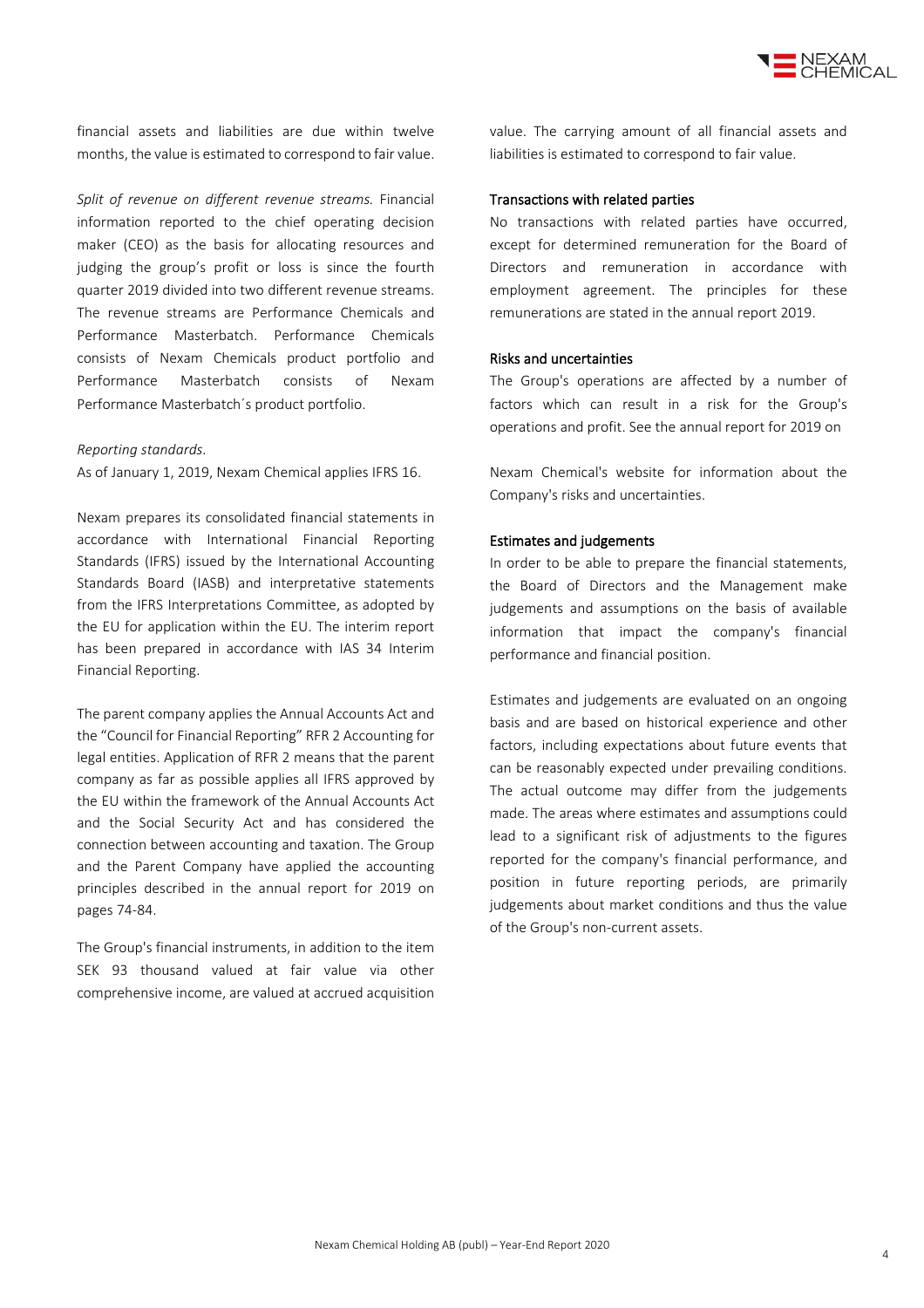financial assets and liabilities are due within twelve months, the value is estimated to correspond to fair value.

*Split of revenue on different revenue streams.* Financial information reported to the chief operating decision maker (CEO) as the basis for allocating resources and judging the group's profit or loss is since the fourth quarter 2019 divided into two different revenue streams. The revenue streams are Performance Chemicals and Performance Masterbatch. Performance Chemicals consists of Nexam Chemicals product portfolio and Performance Masterbatch consists of Nexam Performance Masterbatch´s product portfolio.

*Reporting standards.*

As of January 1, 2019, Nexam Chemical applies IFRS 16.

Nexam prepares its consolidated financial statements in accordance with International Financial Reporting Standards (IFRS) issued by the International Accounting Standards Board (IASB) and interpretative statements from the IFRS Interpretations Committee, as adopted by the EU for application within the EU. The interim report has been prepared in accordance with IAS 34 Interim Financial Reporting.

The parent company applies the Annual Accounts Act and the "Council for Financial Reporting" RFR 2 Accounting for legal entities. Application of RFR 2 means that the parent company as far as possible applies all IFRS approved by the EU within the framework of the Annual Accounts Act and the Social Security Act and has considered the connection between accounting and taxation. The Group and the Parent Company have applied the accounting principles described in the annual report for 2019 on pages 74-84.

The Group's financial instruments, in addition to the item SEK 93 thousand valued at fair value via other comprehensive income, are valued at accrued acquisition value. The carrying amount of all financial assets and liabilities is estimated to correspond to fair value.

## Transactions with related parties

No transactions with related parties have occurred, except for determined remuneration for the Board of Directors and remuneration in accordance with employment agreement. The principles for these remunerations are stated in the annual report 2019.

## Risks and uncertainties

The Group's operations are affected by a number of factors which can result in a risk for the Group's operations and profit. See the annual report for 2019 on

Nexam Chemical's website for information about the Company's risks and uncertainties.

## Estimates and judgements

In order to be able to prepare the financial statements, the Board of Directors and the Management make judgements and assumptions on the basis of available information that impact the company's financial performance and financial position.

Estimates and judgements are evaluated on an ongoing basis and are based on historical experience and other factors, including expectations about future events that can be reasonably expected under prevailing conditions. The actual outcome may differ from the judgements made. The areas where estimates and assumptions could lead to a significant risk of adjustments to the figures reported for the company's financial performance, and position in future reporting periods, are primarily judgements about market conditions and thus the value of the Group's non-current assets.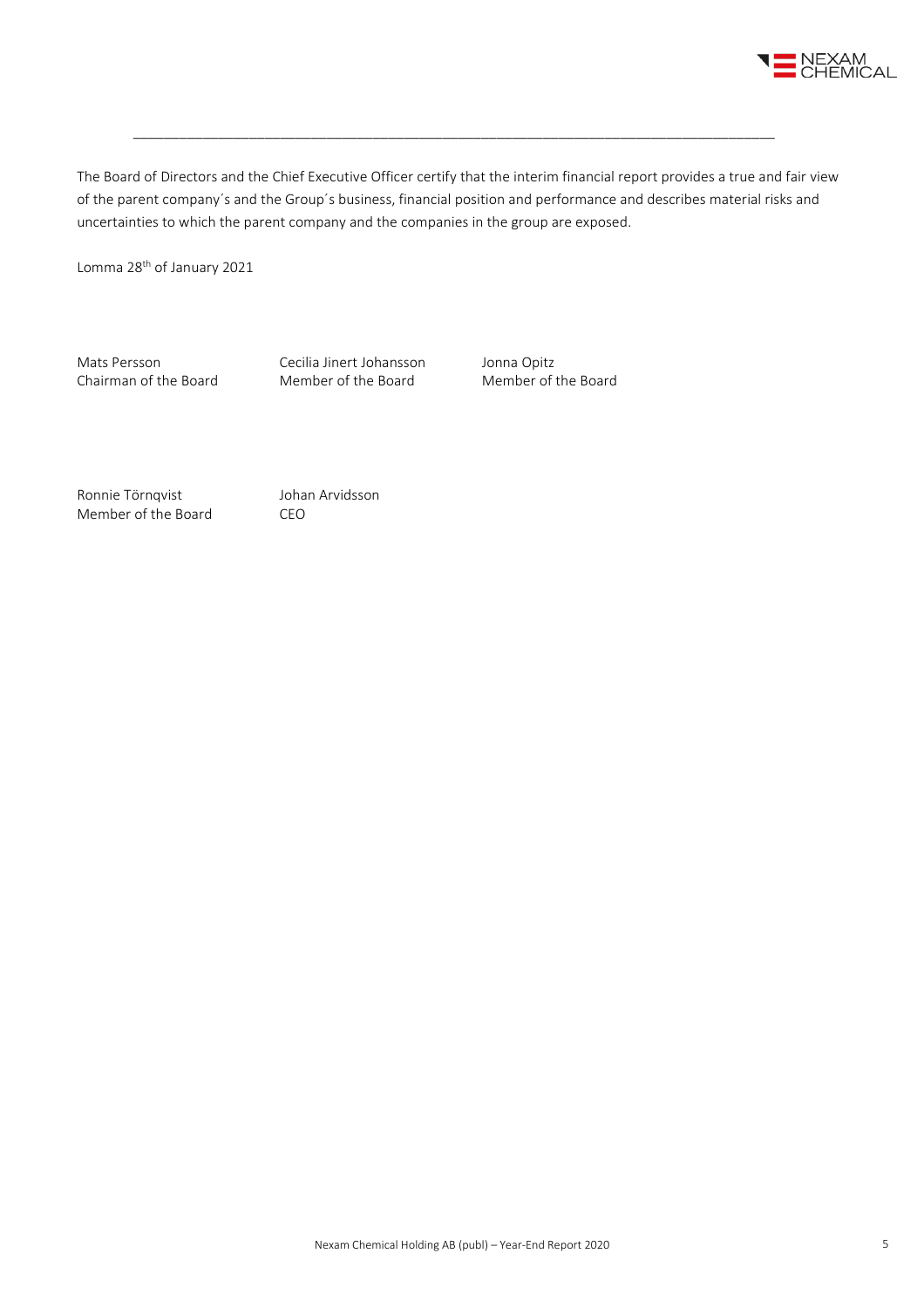The Board of Directors and the Chief Executive Officer certify that the interim financial report provides a true and fair view of the parent company´s and the Group´s business, financial position and performance and describes material risks and uncertainties to which the parent company and the companies in the group are exposed.

Lomma 28th of January 2021

| | | |
|---|---|---|
| Mats Persson<br>Chairman of the Board | Cecilia Jinert Johansson<br>Member of the Board | Jonna Opitz<br>Member of the Board |
| Ronnie Törnqvist<br>Member of the Board | Johan Arvidsson<br>CEO | |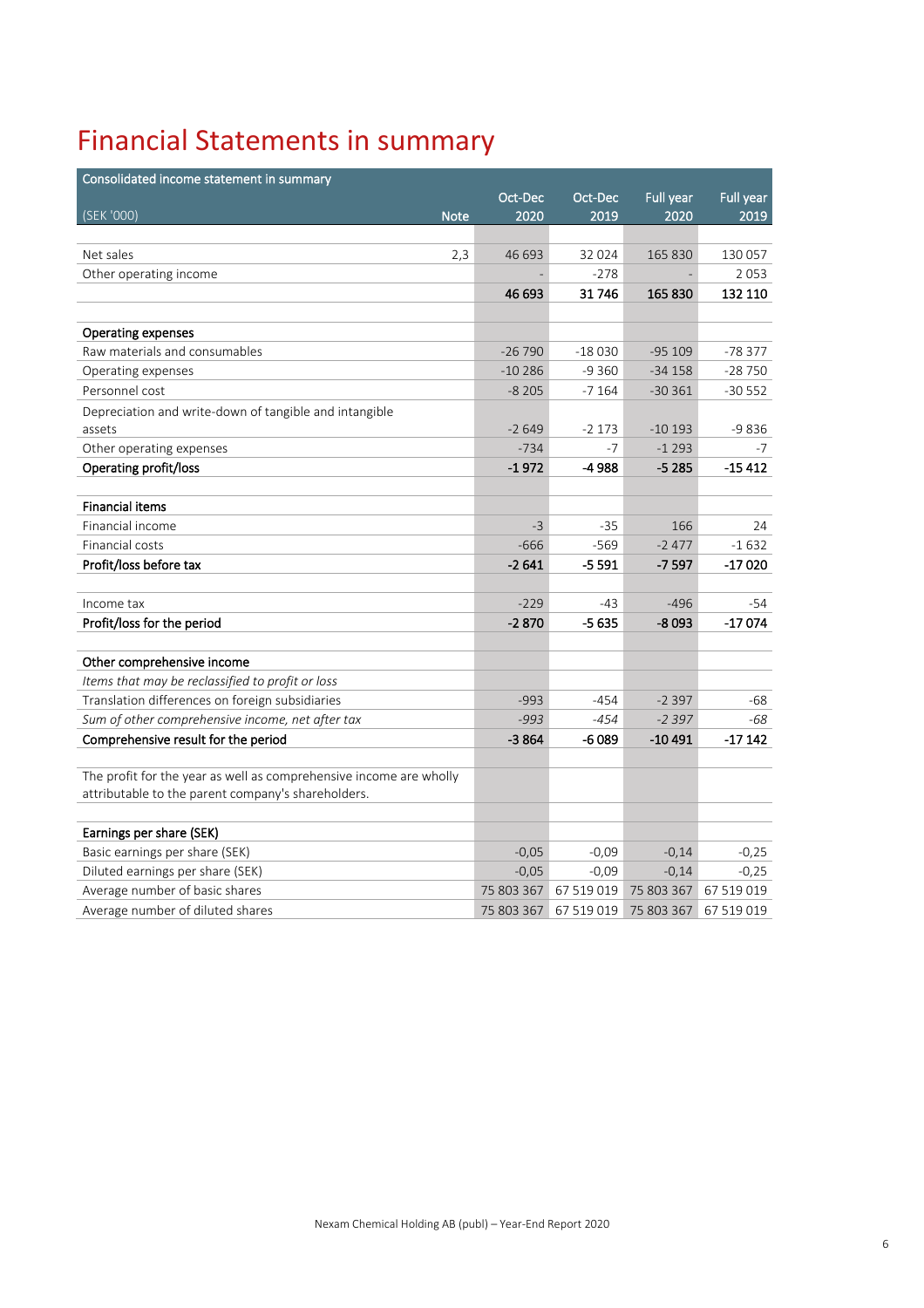# Financial Statements in summary

| Consolidated income statement in summary | | | | | |
|---|---|---|---|---|---|
| (SEK '000) | Note | Oct-Dec 2020 | Oct-Dec 2019 | Full year 2020 | Full year 2019 |
| | | | | | |
| Net sales | 2,3 | 46 693 | 32 024 | 165 830 | 130 057 |
| Other operating income | | - | -278 | - | 2 053 |
| | | **46 693** | **31 746** | **165 830** | **132 110** |
| | | | | | |
| **Operating expenses** | | | | | |
| Raw materials and consumables | | -26 790 | -18 030 | -95 109 | -78 377 |
| Operating expenses | | -10 286 | -9 360 | -34 158 | -28 750 |
| Personnel cost | | -8 205 | -7 164 | -30 361 | -30 552 |
| Depreciation and write-down of tangible and intangible assets | | -2 649 | -2 173 | -10 193 | -9 836 |
| Other operating expenses | | -734 | -7 | -1 293 | -7 |
| **Operating profit/loss** | | **-1 972** | **-4 988** | **-5 285** | **-15 412** |
| | | | | | |
| **Financial items** | | | | | |
| Financial income | | -3 | -35 | 166 | 24 |
| Financial costs | | -666 | -569 | -2 477 | -1 632 |
| **Profit/loss before tax** | | **-2 641** | **-5 591** | **-7 597** | **-17 020** |
| | | | | | |
| Income tax | | -229 | -43 | -496 | -54 |
| **Profit/loss for the period** | | **-2 870** | **-5 635** | **-8 093** | **-17 074** |
| | | | | | |
| **Other comprehensive income** | | | | | |
| *Items that may be reclassified to profit or loss* | | | | | |
| Translation differences on foreign subsidiaries | | -993 | -454 | -2 397 | -68 |
| *Sum of other comprehensive income, net after tax* | | *-993* | *-454* | *-2 397* | *-68* |
| **Comprehensive result for the period** | | **-3 864** | **-6 089** | **-10 491** | **-17 142** |
| | | | | | |
| The profit for the year as well as comprehensive income are wholly attributable to the parent company's shareholders. | | | | | |
| | | | | | |
| **Earnings per share (SEK)** | | | | | |
| Basic earnings per share (SEK) | | -0,05 | -0,09 | -0,14 | -0,25 |
| Diluted earnings per share (SEK) | | -0,05 | -0,09 | -0,14 | -0,25 |
| Average number of basic shares | | 75 803 367 | 67 519 019 | 75 803 367 | 67 519 019 |
| Average number of diluted shares | | 75 803 367 | 67 519 019 | 75 803 367 | 67 519 019 |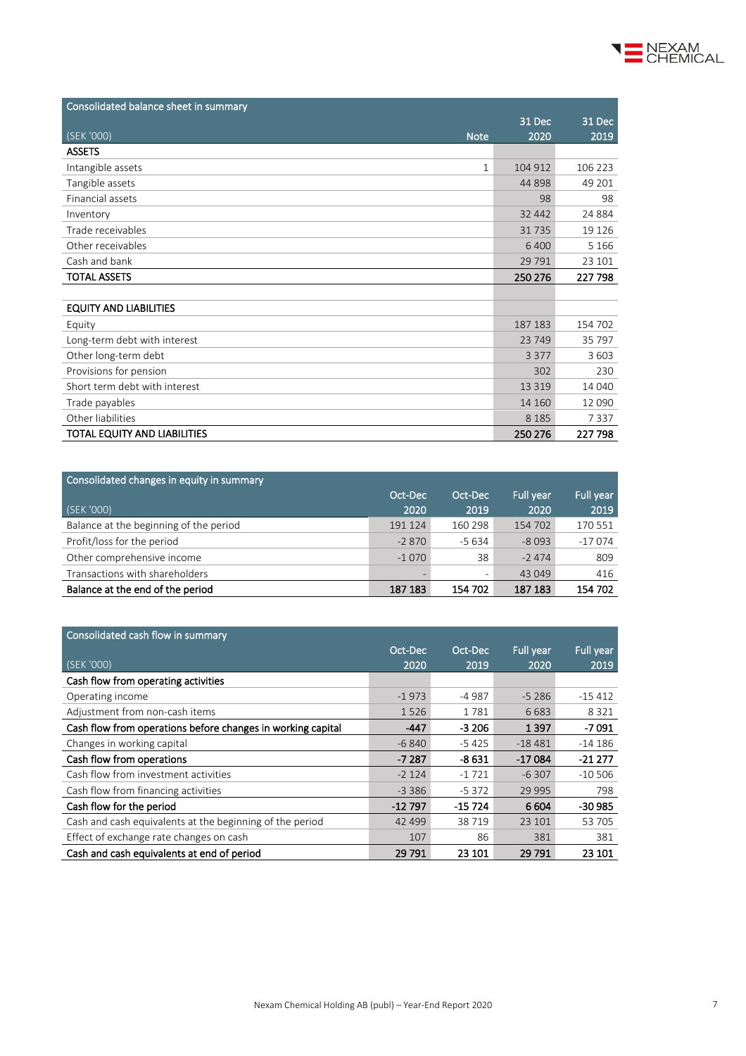| Consolidated balance sheet in summary | | | |
|---|---|---|---|
| (SEK '000) | Note | 31 Dec 2020 | 31 Dec 2019 |
| **ASSETS** | | | |
| Intangible assets | 1 | 104 912 | 106 223 |
| Tangible assets | | 44 898 | 49 201 |
| Financial assets | | 98 | 98 |
| Inventory | | 32 442 | 24 884 |
| Trade receivables | | 31 735 | 19 126 |
| Other receivables | | 6 400 | 5 166 |
| Cash and bank | | 29 791 | 23 101 |
| **TOTAL ASSETS** | | **250 276** | **227 798** |
| | | | |
| **EQUITY AND LIABILITIES** | | | |
| Equity | | 187 183 | 154 702 |
| Long-term debt with interest | | 23 749 | 35 797 |
| Other long-term debt | | 3 377 | 3 603 |
| Provisions for pension | | 302 | 230 |
| Short term debt with interest | | 13 319 | 14 040 |
| Trade payables | | 14 160 | 12 090 |
| Other liabilities | | 8 185 | 7 337 |
| **TOTAL EQUITY AND LIABILITIES** | | **250 276** | **227 798** |

| Consolidated changes in equity in summary | | | | |
|---|---|---|---|---|
| (SEK '000) | Oct-Dec 2020 | Oct-Dec 2019 | Full year 2020 | Full year 2019 |
| Balance at the beginning of the period | 191 124 | 160 298 | 154 702 | 170 551 |
| Profit/loss for the period | -2 870 | -5 634 | -8 093 | -17 074 |
| Other comprehensive income | -1 070 | 38 | -2 474 | 809 |
| Transactions with shareholders | - | - | 43 049 | 416 |
| **Balance at the end of the period** | **187 183** | **154 702** | **187 183** | **154 702** |

| Consolidated cash flow in summary | | | | |
|---|---|---|---|---|
| (SEK '000) | Oct-Dec 2020 | Oct-Dec 2019 | Full year 2020 | Full year 2019 |
| **Cash flow from operating activities** | | | | |
| Operating income | -1 973 | -4 987 | -5 286 | -15 412 |
| Adjustment from non-cash items | 1 526 | 1 781 | 6 683 | 8 321 |
| **Cash flow from operations before changes in working capital** | **-447** | **-3 206** | **1 397** | **-7 091** |
| Changes in working capital | -6 840 | -5 425 | -18 481 | -14 186 |
| **Cash flow from operations** | **-7 287** | **-8 631** | **-17 084** | **-21 277** |
| Cash flow from investment activities | -2 124 | -1 721 | -6 307 | -10 506 |
| Cash flow from financing activities | -3 386 | -5 372 | 29 995 | 798 |
| **Cash flow for the period** | **-12 797** | **-15 724** | **6 604** | **-30 985** |
| Cash and cash equivalents at the beginning of the period | 42 499 | 38 719 | 23 101 | 53 705 |
| Effect of exchange rate changes on cash | 107 | 86 | 381 | 381 |
| **Cash and cash equivalents at end of period** | **29 791** | **23 101** | **29 791** | **23 101** |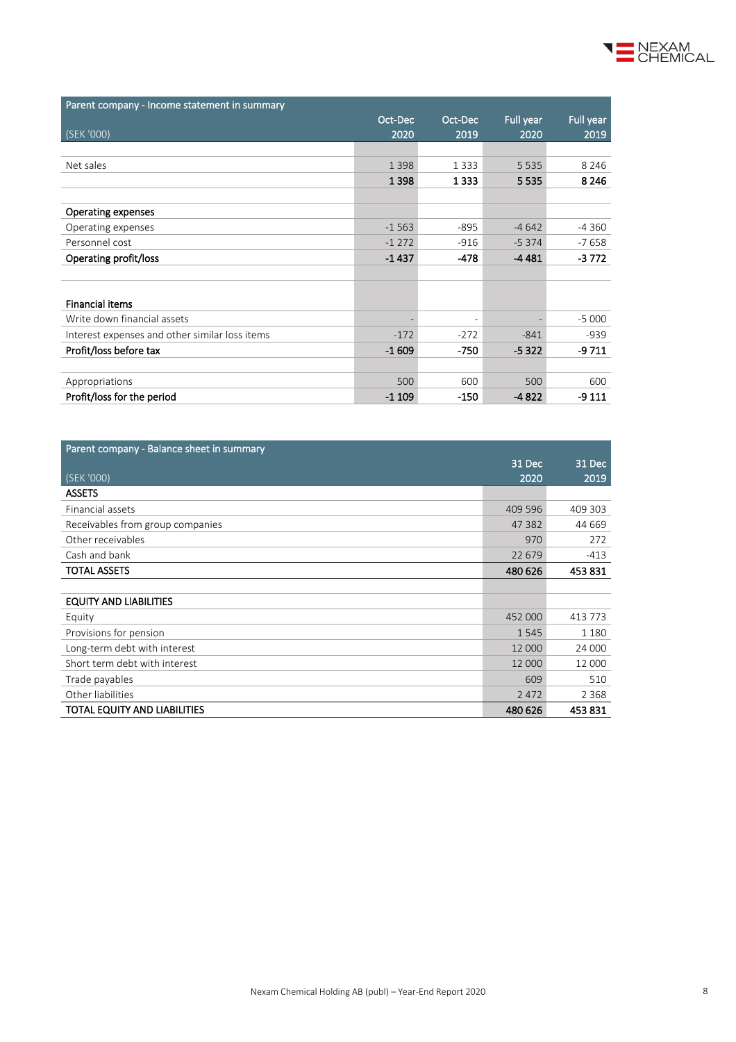| Parent company - Income statement in summary | | | | |
|---|---|---|---|---|
| (SEK '000) | Oct-Dec 2020 | Oct-Dec 2019 | Full year 2020 | Full year 2019 |
| | | | | |
| Net sales | 1 398 | 1 333 | 5 535 | 8 246 |
| | **1 398** | **1 333** | **5 535** | **8 246** |
| | | | | |
| **Operating expenses** | | | | |
| Operating expenses | -1 563 | -895 | -4 642 | -4 360 |
| Personnel cost | -1 272 | -916 | -5 374 | -7 658 |
| **Operating profit/loss** | **-1 437** | **-478** | **-4 481** | **-3 772** |
| | | | | |
| **Financial items** | | | | |
| Write down financial assets | - | - | - | -5 000 |
| Interest expenses and other similar loss items | -172 | -272 | -841 | -939 |
| **Profit/loss before tax** | **-1 609** | **-750** | **-5 322** | **-9 711** |
| | | | | |
| Appropriations | 500 | 600 | 500 | 600 |
| **Profit/loss for the period** | **-1 109** | **-150** | **-4 822** | **-9 111** |

| Parent company - Balance sheet in summary | | |
|---|---|---|
| (SEK '000) | 31 Dec 2020 | 31 Dec 2019 |
| **ASSETS** | | |
| Financial assets | 409 596 | 409 303 |
| Receivables from group companies | 47 382 | 44 669 |
| Other receivables | 970 | 272 |
| Cash and bank | 22 679 | -413 |
| **TOTAL ASSETS** | **480 626** | **453 831** |
| | | |
| **EQUITY AND LIABILITIES** | | |
| Equity | 452 000 | 413 773 |
| Provisions for pension | 1 545 | 1 180 |
| Long-term debt with interest | 12 000 | 24 000 |
| Short term debt with interest | 12 000 | 12 000 |
| Trade payables | 609 | 510 |
| Other liabilities | 2 472 | 2 368 |
| **TOTAL EQUITY AND LIABILITIES** | **480 626** | **453 831** |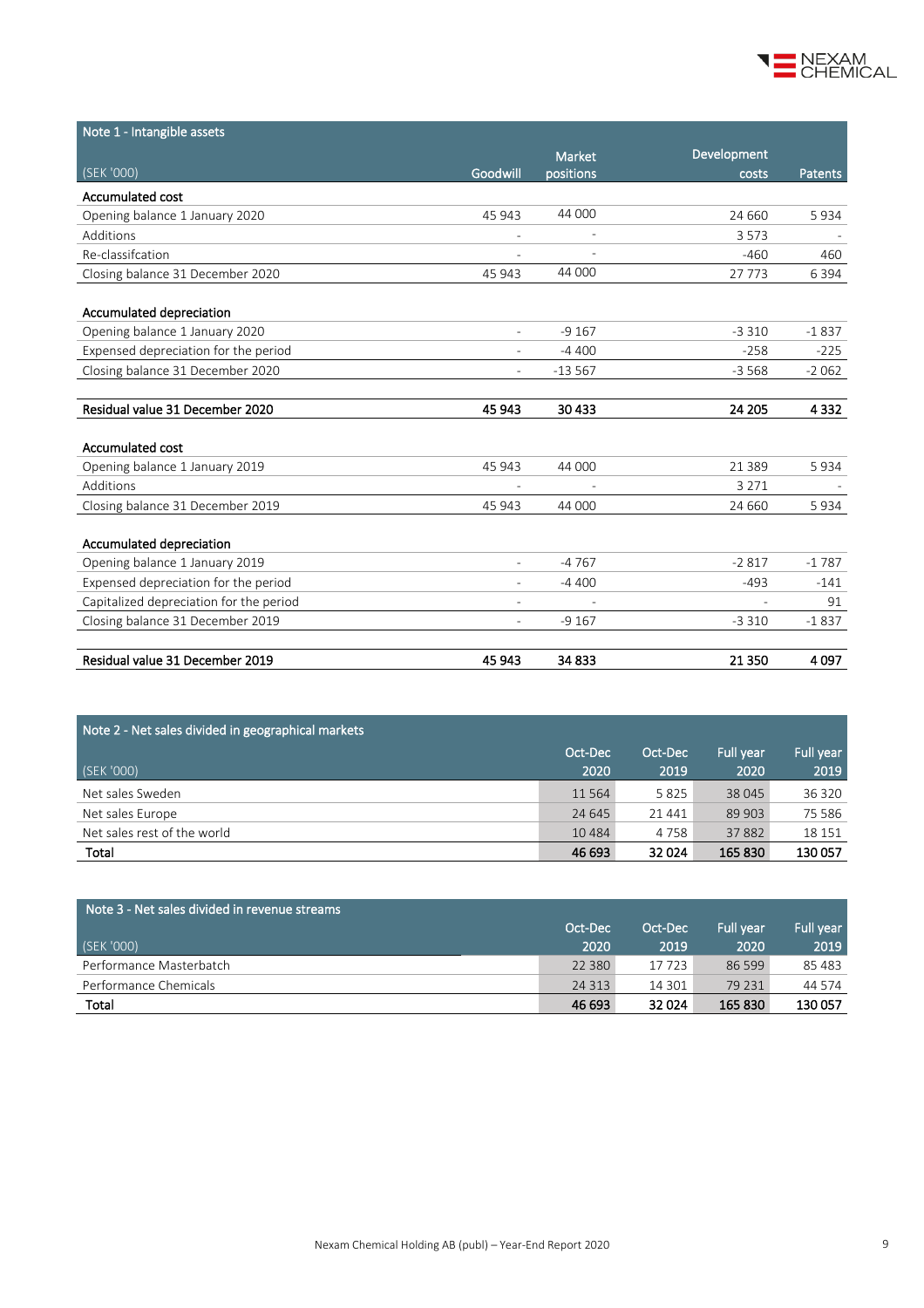## Note 1 - Intangible assets

| (SEK '000) | Goodwill | Market positions | Development costs | Patents |
|---|---|---|---|---|
| **Accumulated cost** | | | | |
| Opening balance 1 January 2020 | 45 943 | 44 000 | 24 660 | 5 934 |
| Additions | - | - | 3 573 | - |
| Re-classifcation | - | - | -460 | 460 |
| Closing balance 31 December 2020 | 45 943 | 44 000 | 27 773 | 6 394 |
| | | | | |
| **Accumulated depreciation** | | | | |
| Opening balance 1 January 2020 | - | -9 167 | -3 310 | -1 837 |
| Expensed depreciation for the period | - | -4 400 | -258 | -225 |
| Closing balance 31 December 2020 | - | -13 567 | -3 568 | -2 062 |
| | | | | |
| **Residual value 31 December 2020** | **45 943** | **30 433** | **24 205** | **4 332** |
| | | | | |
| **Accumulated cost** | | | | |
| Opening balance 1 January 2019 | 45 943 | 44 000 | 21 389 | 5 934 |
| Additions | - | - | 3 271 | - |
| Closing balance 31 December 2019 | 45 943 | 44 000 | 24 660 | 5 934 |
| | | | | |
| **Accumulated depreciation** | | | | |
| Opening balance 1 January 2019 | - | -4 767 | -2 817 | -1 787 |
| Expensed depreciation for the period | - | -4 400 | -493 | -141 |
| Capitalized depreciation for the period | - | - | - | 91 |
| Closing balance 31 December 2019 | - | -9 167 | -3 310 | -1 837 |
| | | | | |
| **Residual value 31 December 2019** | **45 943** | **34 833** | **21 350** | **4 097** |

## Note 2 - Net sales divided in geographical markets

| (SEK '000) | Oct-Dec 2020 | Oct-Dec 2019 | Full year 2020 | Full year 2019 |
|---|---|---|---|---|
| Net sales Sweden | 11 564 | 5 825 | 38 045 | 36 320 |
| Net sales Europe | 24 645 | 21 441 | 89 903 | 75 586 |
| Net sales rest of the world | 10 484 | 4 758 | 37 882 | 18 151 |
| **Total** | **46 693** | **32 024** | **165 830** | **130 057** |

## Note 3 - Net sales divided in revenue streams

| (SEK '000) | Oct-Dec 2020 | Oct-Dec 2019 | Full year 2020 | Full year 2019 |
|---|---|---|---|---|
| Performance Masterbatch | 22 380 | 17 723 | 86 599 | 85 483 |
| Performance Chemicals | 24 313 | 14 301 | 79 231 | 44 574 |
| **Total** | **46 693** | **32 024** | **165 830** | **130 057** |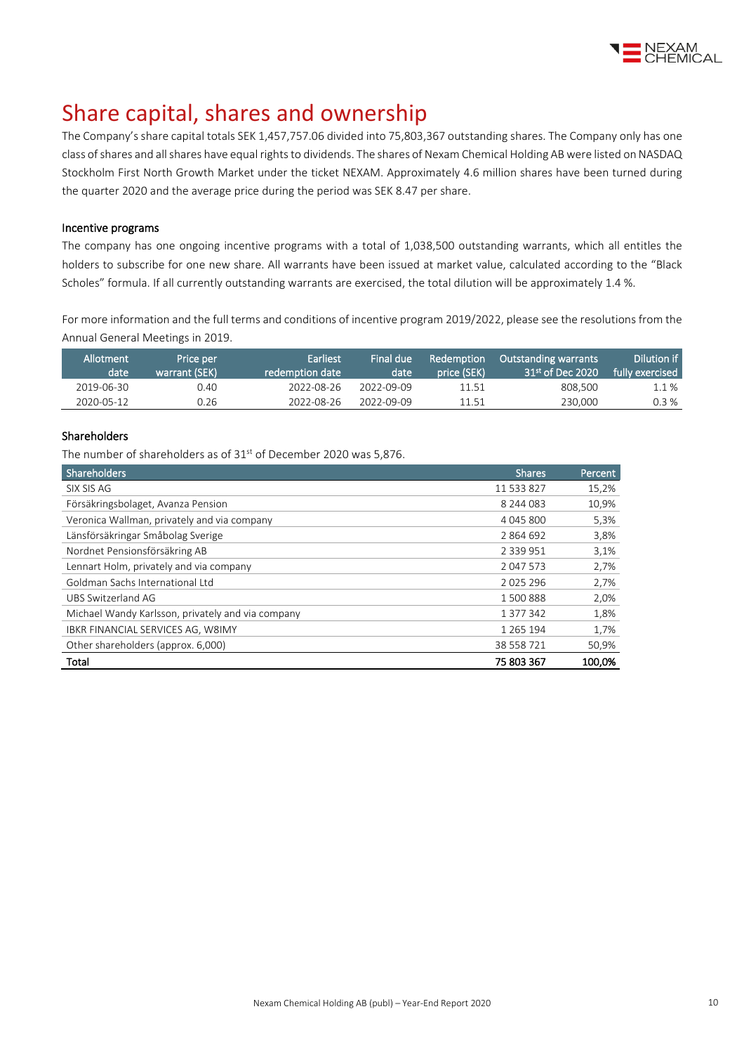# Share capital, shares and ownership

The Company's share capital totals SEK 1,457,757.06 divided into 75,803,367 outstanding shares. The Company only has one class of shares and all shares have equal rights to dividends. The shares of Nexam Chemical Holding AB were listed on NASDAQ Stockholm First North Growth Market under the ticket NEXAM. Approximately 4.6 million shares have been turned during the quarter 2020 and the average price during the period was SEK 8.47 per share.

### Incentive programs

The company has one ongoing incentive programs with a total of 1,038,500 outstanding warrants, which all entitles the holders to subscribe for one new share. All warrants have been issued at market value, calculated according to the "Black Scholes" formula. If all currently outstanding warrants are exercised, the total dilution will be approximately 1.4 %.

For more information and the full terms and conditions of incentive program 2019/2022, please see the resolutions from the Annual General Meetings in 2019.

| Allotment date | Price per warrant (SEK) | Earliest redemption date | Final due date | Redemption price (SEK) | Outstanding warrants 31st of Dec 2020 | Dilution if fully exercised |
|---|---|---|---|---|---|---|
| 2019-06-30 | 0.40 | 2022-08-26 | 2022-09-09 | 11.51 | 808,500 | 1.1 % |
| 2020-05-12 | 0.26 | 2022-08-26 | 2022-09-09 | 11.51 | 230,000 | 0.3 % |

### Shareholders

The number of shareholders as of 31st of December 2020 was 5,876.

| Shareholders | Shares | Percent |
|---|---|---|
| SIX SIS AG | 11 533 827 | 15,2% |
| Försäkringsbolaget, Avanza Pension | 8 244 083 | 10,9% |
| Veronica Wallman, privately and via company | 4 045 800 | 5,3% |
| Länsförsäkringar Småbolag Sverige | 2 864 692 | 3,8% |
| Nordnet Pensionsförsäkring AB | 2 339 951 | 3,1% |
| Lennart Holm, privately and via company | 2 047 573 | 2,7% |
| Goldman Sachs International Ltd | 2 025 296 | 2,7% |
| UBS Switzerland AG | 1 500 888 | 2,0% |
| Michael Wandy Karlsson, privately and via company | 1 377 342 | 1,8% |
| IBKR FINANCIAL SERVICES AG, W8IMY | 1 265 194 | 1,7% |
| Other shareholders (approx. 6,000) | 38 558 721 | 50,9% |
| **Total** | **75 803 367** | **100,0%** |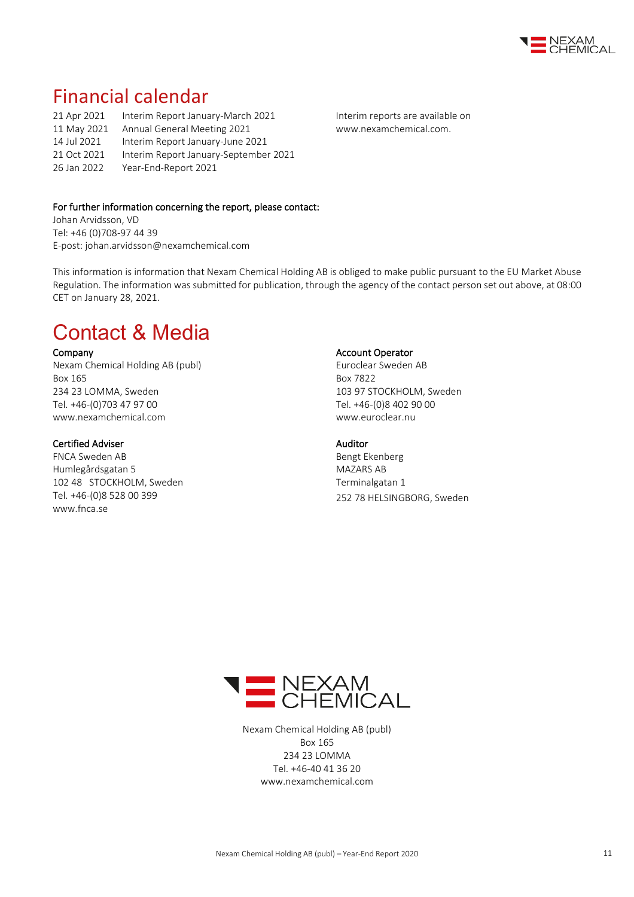# Financial calendar

| | |
|---|---|
| 21 Apr 2021 | Interim Report January-March 2021 |
| 11 May 2021 | Annual General Meeting 2021 |
| 14 Jul 2021 | Interim Report January-June 2021 |
| 21 Oct 2021 | Interim Report January-September 2021 |
| 26 Jan 2022 | Year-End-Report 2021 |

Interim reports are available on www.nexamchemical.com.

**For further information concerning the report, please contact:**
Johan Arvidsson, VD
Tel: +46 (0)708-97 44 39
E-post: johan.arvidsson@nexamchemical.com

This information is information that Nexam Chemical Holding AB is obliged to make public pursuant to the EU Market Abuse Regulation. The information was submitted for publication, through the agency of the contact person set out above, at 08:00 CET on January 28, 2021.

# Contact & Media

**Company**
Nexam Chemical Holding AB (publ)
Box 165
234 23 LOMMA, Sweden
Tel. +46-(0)703 47 97 00
www.nexamchemical.com

**Certified Adviser**
FNCA Sweden AB
Humlegårdsgatan 5
102 48 STOCKHOLM, Sweden
Tel. +46-(0)8 528 00 399
www.fnca.se

**Account Operator**
Euroclear Sweden AB
Box 7822
103 97 STOCKHOLM, Sweden
Tel. +46-(0)8 402 90 00
www.euroclear.nu

**Auditor**
Bengt Ekenberg
MAZARS AB
Terminalgatan 1
252 78 HELSINGBORG, Sweden

NEXAM CHEMICAL

Nexam Chemical Holding AB (publ)
Box 165
234 23 LOMMA
Tel. +46-40 41 36 20
www.nexamchemical.com